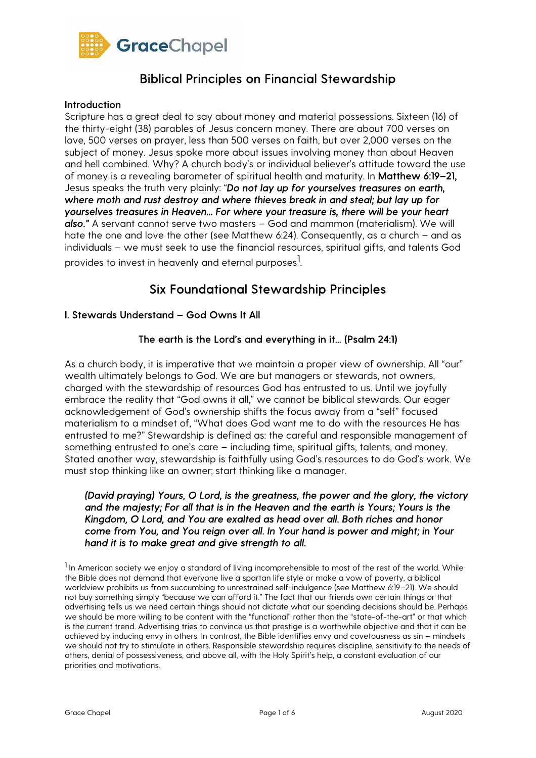# Biblical Principles on Financial Stewardship

### Introduction

Scripture has a great deal to say about money and material possessions. Sixteen (16) of the thirty-eight (38) parables of Jesus concern money. There are about 700 verses on love, 500 verses on prayer, less than 500 verses on faith, but over 2,000 verses on the subject of money. Jesus spoke more about issues involving money than about Heaven and hell combined. Why? A church body's or individual believer's attitude toward the use of money is a revealing barometer of spiritual health and maturity. In **Matthew 6:19–21,** Jesus speaks the truth very plainly: "***Do not lay up for yourselves treasures on earth, where moth and rust destroy and where thieves break in and steal; but lay up for yourselves treasures in Heaven… For where your treasure is, there will be your heart also."*** A servant cannot serve two masters – God and mammon (materialism). We will hate the one and love the other (see Matthew 6:24). Consequently, as a church – and as individuals – we must seek to use the financial resources, spiritual gifts, and talents God provides to invest in heavenly and eternal purposes[1].

## Six Foundational Stewardship Principles

### I. Stewards Understand – God Owns It All

**The earth is the Lord's and everything in it… (Psalm 24:1)**

As a church body, it is imperative that we maintain a proper view of ownership. All "our" wealth ultimately belongs to God. We are but managers or stewards, not owners, charged with the stewardship of resources God has entrusted to us. Until we joyfully embrace the reality that "God owns it all," we cannot be biblical stewards. Our eager acknowledgement of God's ownership shifts the focus away from a "self" focused materialism to a mindset of, "What does God want me to do with the resources He has entrusted to me?" Stewardship is defined as: the careful and responsible management of something entrusted to one's care – including time, spiritual gifts, talents, and money. Stated another way, stewardship is faithfully using God's resources to do God's work. We must stop thinking like an owner; start thinking like a manager.

> ***(David praying) Yours, O Lord, is the greatness, the power and the glory, the victory and the majesty; For all that is in the Heaven and the earth is Yours; Yours is the Kingdom, O Lord, and You are exalted as head over all. Both riches and honor come from You, and You reign over all. In Your hand is power and might; in Your hand it is to make great and give strength to all.***

[1] In American society we enjoy a standard of living incomprehensible to most of the rest of the world. While the Bible does not demand that everyone live a spartan life style or make a vow of poverty, a biblical worldview prohibits us from succumbing to unrestrained self-indulgence (see Matthew 6:19–21). We should not buy something simply "because we can afford it." The fact that our friends own certain things or that advertising tells us we need certain things should not dictate what our spending decisions should be. Perhaps we should be more willing to be content with the "functional" rather than the "state-of-the-art" or that which is the current trend. Advertising tries to convince us that prestige is a worthwhile objective and that it can be achieved by inducing envy in others. In contrast, the Bible identifies envy and covetousness as sin – mindsets we should not try to stimulate in others. Responsible stewardship requires discipline, sensitivity to the needs of others, denial of possessiveness, and above all, with the Holy Spirit's help, a constant evaluation of our priorities and motivations.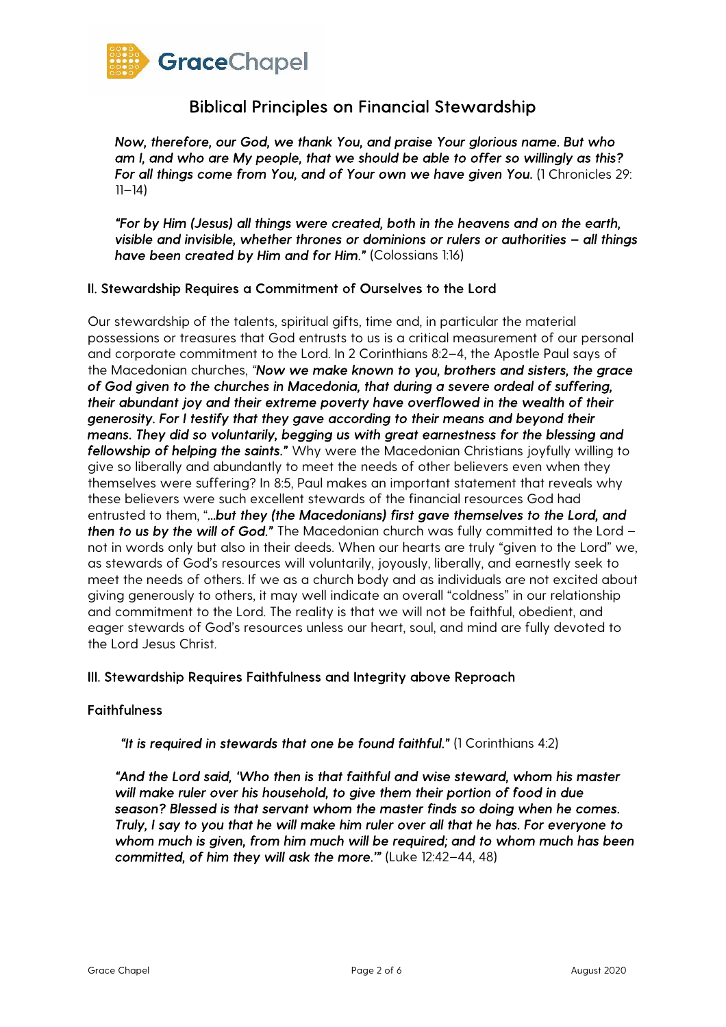Biblical Principles on Financial Stewardship

*Now, therefore, our God, we thank You, and praise Your glorious name. But who am I, and who are My people, that we should be able to offer so willingly as this? For all things come from You, and of Your own we have given You.* (1 Chronicles 29: 11–14)

***"For by Him (Jesus) all things were created, both in the heavens and on the earth, visible and invisible, whether thrones or dominions or rulers or authorities – all things have been created by Him and for Him."*** (Colossians 1:16)

## II. Stewardship Requires a Commitment of Ourselves to the Lord

Our stewardship of the talents, spiritual gifts, time and, in particular the material possessions or treasures that God entrusts to us is a critical measurement of our personal and corporate commitment to the Lord. In 2 Corinthians 8:2–4, the Apostle Paul says of the Macedonian churches, ***"Now we make known to you, brothers and sisters, the grace of God given to the churches in Macedonia, that during a severe ordeal of suffering, their abundant joy and their extreme poverty have overflowed in the wealth of their generosity. For I testify that they gave according to their means and beyond their means. They did so voluntarily, begging us with great earnestness for the blessing and fellowship of helping the saints."*** Why were the Macedonian Christians joyfully willing to give so liberally and abundantly to meet the needs of other believers even when they themselves were suffering? In 8:5, Paul makes an important statement that reveals why these believers were such excellent stewards of the financial resources God had entrusted to them, "***…but they (the Macedonians) first gave themselves to the Lord, and then to us by the will of God."*** The Macedonian church was fully committed to the Lord – not in words only but also in their deeds. When our hearts are truly "given to the Lord" we, as stewards of God's resources will voluntarily, joyously, liberally, and earnestly seek to meet the needs of others. If we as a church body and as individuals are not excited about giving generously to others, it may well indicate an overall "coldness" in our relationship and commitment to the Lord. The reality is that we will not be faithful, obedient, and eager stewards of God's resources unless our heart, soul, and mind are fully devoted to the Lord Jesus Christ.

## III. Stewardship Requires Faithfulness and Integrity above Reproach

### Faithfulness

***"It is required in stewards that one be found faithful."*** (1 Corinthians 4:2)

***"And the Lord said, 'Who then is that faithful and wise steward, whom his master will make ruler over his household, to give them their portion of food in due season? Blessed is that servant whom the master finds so doing when he comes. Truly, I say to you that he will make him ruler over all that he has. For everyone to whom much is given, from him much will be required; and to whom much has been committed, of him they will ask the more.'"*** (Luke 12:42–44, 48)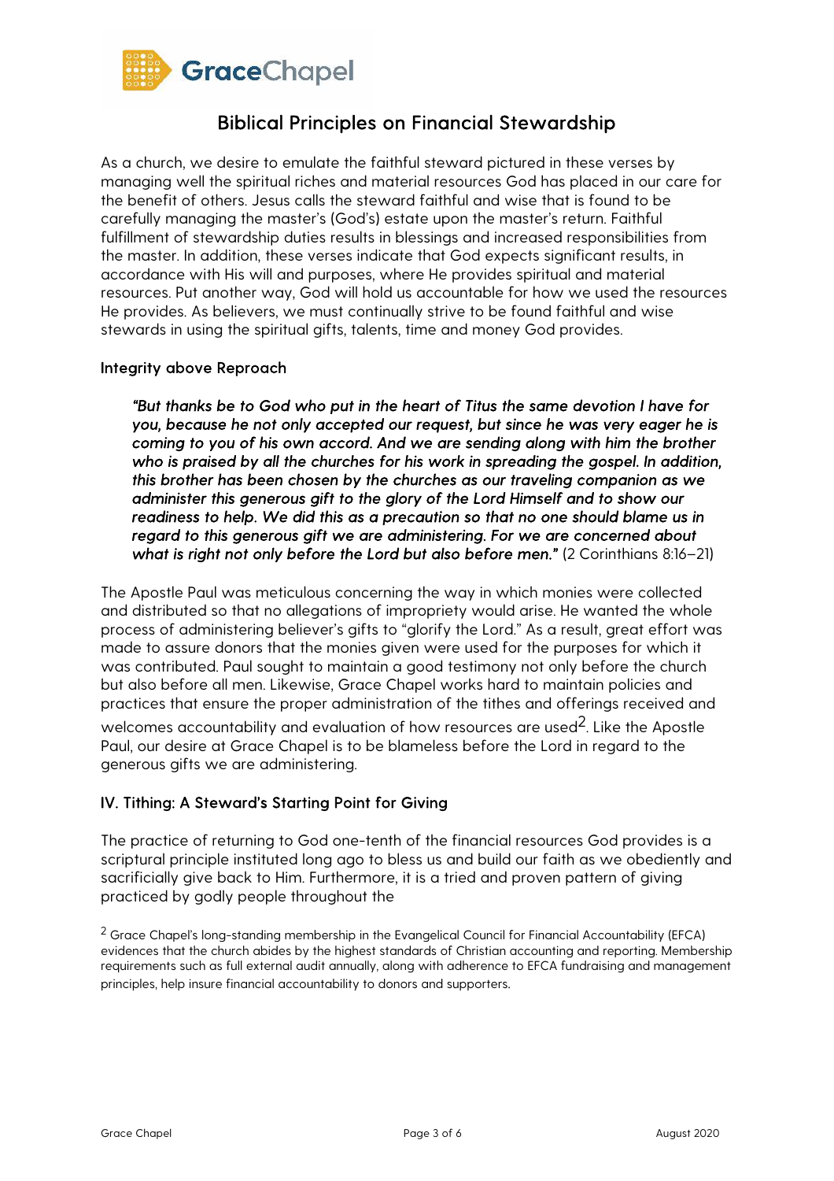## Biblical Principles on Financial Stewardship

As a church, we desire to emulate the faithful steward pictured in these verses by managing well the spiritual riches and material resources God has placed in our care for the benefit of others. Jesus calls the steward faithful and wise that is found to be carefully managing the master's (God's) estate upon the master's return. Faithful fulfillment of stewardship duties results in blessings and increased responsibilities from the master. In addition, these verses indicate that God expects significant results, in accordance with His will and purposes, where He provides spiritual and material resources. Put another way, God will hold us accountable for how we used the resources He provides. As believers, we must continually strive to be found faithful and wise stewards in using the spiritual gifts, talents, time and money God provides.

### Integrity above Reproach

> ***"But thanks be to God who put in the heart of Titus the same devotion I have for you, because he not only accepted our request, but since he was very eager he is coming to you of his own accord. And we are sending along with him the brother who is praised by all the churches for his work in spreading the gospel. In addition, this brother has been chosen by the churches as our traveling companion as we administer this generous gift to the glory of the Lord Himself and to show our readiness to help. We did this as a precaution so that no one should blame us in regard to this generous gift we are administering. For we are concerned about what is right not only before the Lord but also before men."*** (2 Corinthians 8:16–21)

The Apostle Paul was meticulous concerning the way in which monies were collected and distributed so that no allegations of impropriety would arise. He wanted the whole process of administering believer's gifts to "glorify the Lord." As a result, great effort was made to assure donors that the monies given were used for the purposes for which it was contributed. Paul sought to maintain a good testimony not only before the church but also before all men. Likewise, Grace Chapel works hard to maintain policies and practices that ensure the proper administration of the tithes and offerings received and welcomes accountability and evaluation of how resources are used[2]. Like the Apostle Paul, our desire at Grace Chapel is to be blameless before the Lord in regard to the generous gifts we are administering.

### IV. Tithing: A Steward's Starting Point for Giving

The practice of returning to God one-tenth of the financial resources God provides is a scriptural principle instituted long ago to bless us and build our faith as we obediently and sacrificially give back to Him. Furthermore, it is a tried and proven pattern of giving practiced by godly people throughout the

[2] Grace Chapel's long-standing membership in the Evangelical Council for Financial Accountability (EFCA) evidences that the church abides by the highest standards of Christian accounting and reporting. Membership requirements such as full external audit annually, along with adherence to EFCA fundraising and management principles, help insure financial accountability to donors and supporters.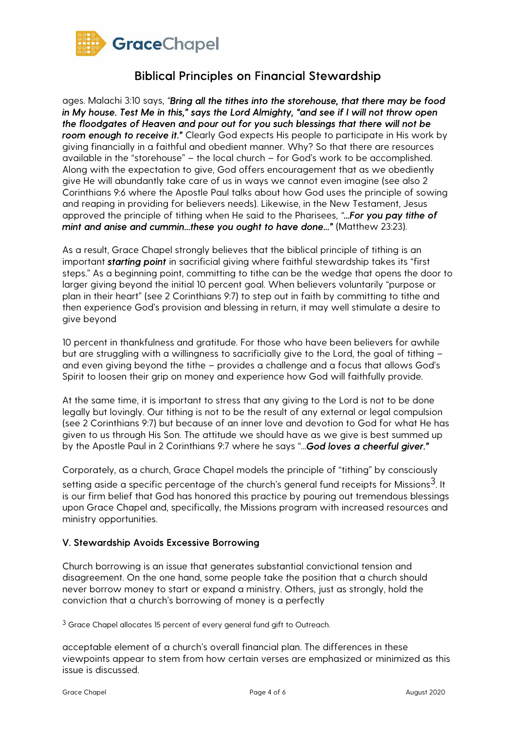ages. Malachi 3:10 says, "***Bring all the tithes into the storehouse, that there may be food in My house. Test Me in this," says the Lord Almighty, "and see if I will not throw open the floodgates of Heaven and pour out for you such blessings that there will not be room enough to receive it."*** Clearly God expects His people to participate in His work by giving financially in a faithful and obedient manner. Why? So that there are resources available in the "storehouse" – the local church – for God's work to be accomplished. Along with the expectation to give, God offers encouragement that as we obediently give He will abundantly take care of us in ways we cannot even imagine (see also 2 Corinthians 9:6 where the Apostle Paul talks about how God uses the principle of sowing and reaping in providing for believers needs). Likewise, in the New Testament, Jesus approved the principle of tithing when He said to the Pharisees, "***…For you pay tithe of mint and anise and cummin…these you ought to have done…"*** (Matthew 23:23).

As a result, Grace Chapel strongly believes that the biblical principle of tithing is an important ***starting point*** in sacrificial giving where faithful stewardship takes its "first steps." As a beginning point, committing to tithe can be the wedge that opens the door to larger giving beyond the initial 10 percent goal. When believers voluntarily "purpose or plan in their heart" (see 2 Corinthians 9:7) to step out in faith by committing to tithe and then experience God's provision and blessing in return, it may well stimulate a desire to give beyond 10 percent in thankfulness and gratitude. For those who have been believers for awhile but are struggling with a willingness to sacrificially give to the Lord, the goal of tithing – and even giving beyond the tithe – provides a challenge and a focus that allows God's Spirit to loosen their grip on money and experience how God will faithfully provide.

At the same time, it is important to stress that any giving to the Lord is not to be done legally but lovingly. Our tithing is not to be the result of any external or legal compulsion (see 2 Corinthians 9:7) but because of an inner love and devotion to God for what He has given to us through His Son. The attitude we should have as we give is best summed up by the Apostle Paul in 2 Corinthians 9:7 where he says "…***God loves a cheerful giver."***

Corporately, as a church, Grace Chapel models the principle of "tithing" by consciously setting aside a specific percentage of the church's general fund receipts for Missions[3]. It is our firm belief that God has honored this practice by pouring out tremendous blessings upon Grace Chapel and, specifically, the Missions program with increased resources and ministry opportunities.

### V. Stewardship Avoids Excessive Borrowing

Church borrowing is an issue that generates substantial convictional tension and disagreement. On the one hand, some people take the position that a church should never borrow money to start or expand a ministry. Others, just as strongly, hold the conviction that a church's borrowing of money is a perfectly acceptable element of a church's overall financial plan. The differences in these viewpoints appear to stem from how certain verses are emphasized or minimized as this issue is discussed.

[3] Grace Chapel allocates 15 percent of every general fund gift to Outreach.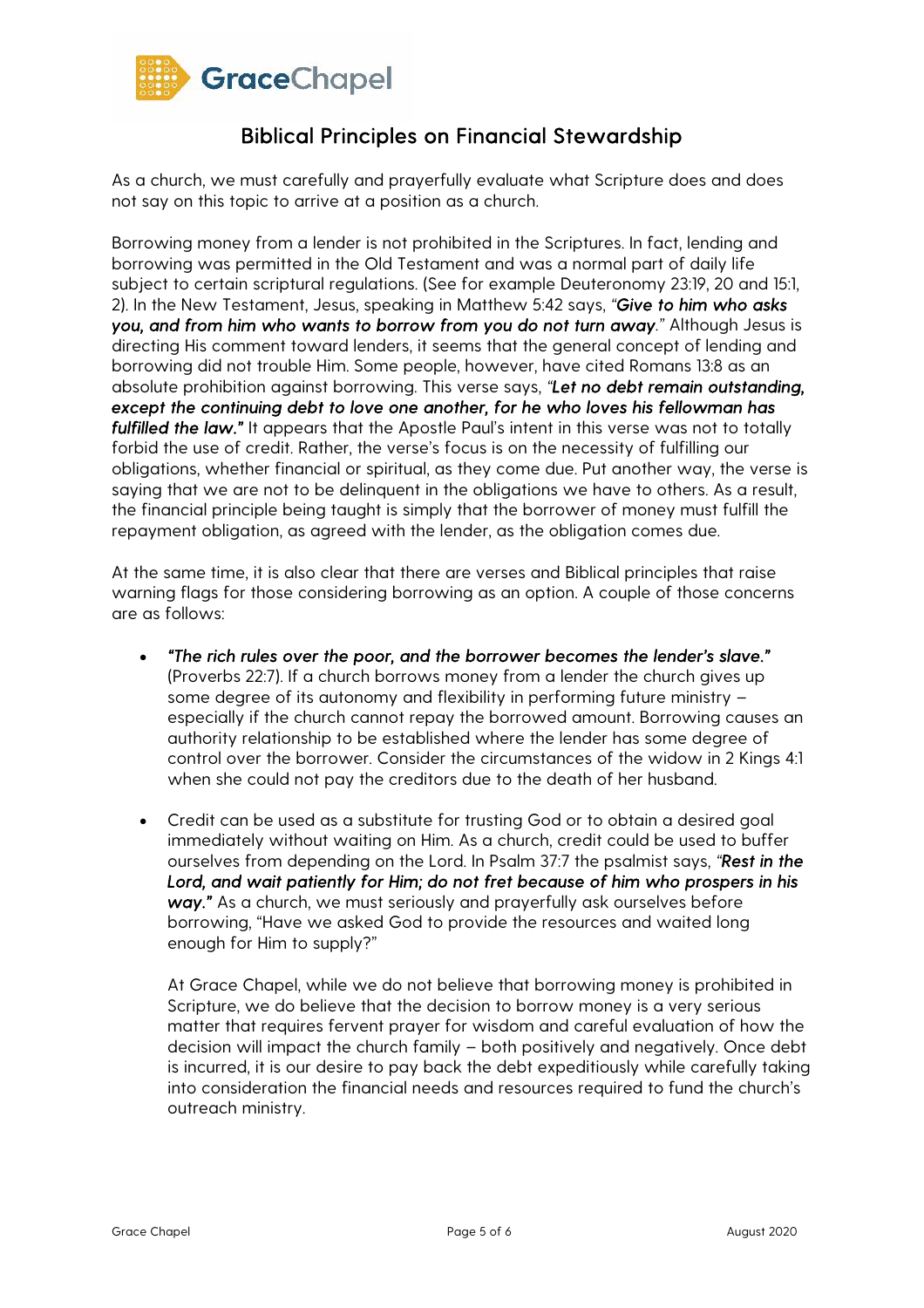## Biblical Principles on Financial Stewardship

As a church, we must carefully and prayerfully evaluate what Scripture does and does not say on this topic to arrive at a position as a church.

Borrowing money from a lender is not prohibited in the Scriptures. In fact, lending and borrowing was permitted in the Old Testament and was a normal part of daily life subject to certain scriptural regulations. (See for example Deuteronomy 23:19, 20 and 15:1, 2). In the New Testament, Jesus, speaking in Matthew 5:42 says, *"**Give to him who asks you, and from him who wants to borrow from you do not turn away**."* Although Jesus is directing His comment toward lenders, it seems that the general concept of lending and borrowing did not trouble Him. Some people, however, have cited Romans 13:8 as an absolute prohibition against borrowing. This verse says, ***"Let no debt remain outstanding, except the continuing debt to love one another, for he who loves his fellowman has fulfilled the law."*** It appears that the Apostle Paul's intent in this verse was not to totally forbid the use of credit. Rather, the verse's focus is on the necessity of fulfilling our obligations, whether financial or spiritual, as they come due. Put another way, the verse is saying that we are not to be delinquent in the obligations we have to others. As a result, the financial principle being taught is simply that the borrower of money must fulfill the repayment obligation, as agreed with the lender, as the obligation comes due.

At the same time, it is also clear that there are verses and Biblical principles that raise warning flags for those considering borrowing as an option. A couple of those concerns are as follows:

- *"The rich rules over the poor, and the borrower becomes the lender's slave."* (Proverbs 22:7). If a church borrows money from a lender the church gives up some degree of its autonomy and flexibility in performing future ministry – especially if the church cannot repay the borrowed amount. Borrowing causes an authority relationship to be established where the lender has some degree of control over the borrower. Consider the circumstances of the widow in 2 Kings 4:1 when she could not pay the creditors due to the death of her husband.

- Credit can be used as a substitute for trusting God or to obtain a desired goal immediately without waiting on Him. As a church, credit could be used to buffer ourselves from depending on the Lord. In Psalm 37:7 the psalmist says, ***"Rest in the Lord, and wait patiently for Him; do not fret because of him who prospers in his way."*** As a church, we must seriously and prayerfully ask ourselves before borrowing, "Have we asked God to provide the resources and waited long enough for Him to supply?"

  At Grace Chapel, while we do not believe that borrowing money is prohibited in Scripture, we do believe that the decision to borrow money is a very serious matter that requires fervent prayer for wisdom and careful evaluation of how the decision will impact the church family – both positively and negatively. Once debt is incurred, it is our desire to pay back the debt expeditiously while carefully taking into consideration the financial needs and resources required to fund the church's outreach ministry.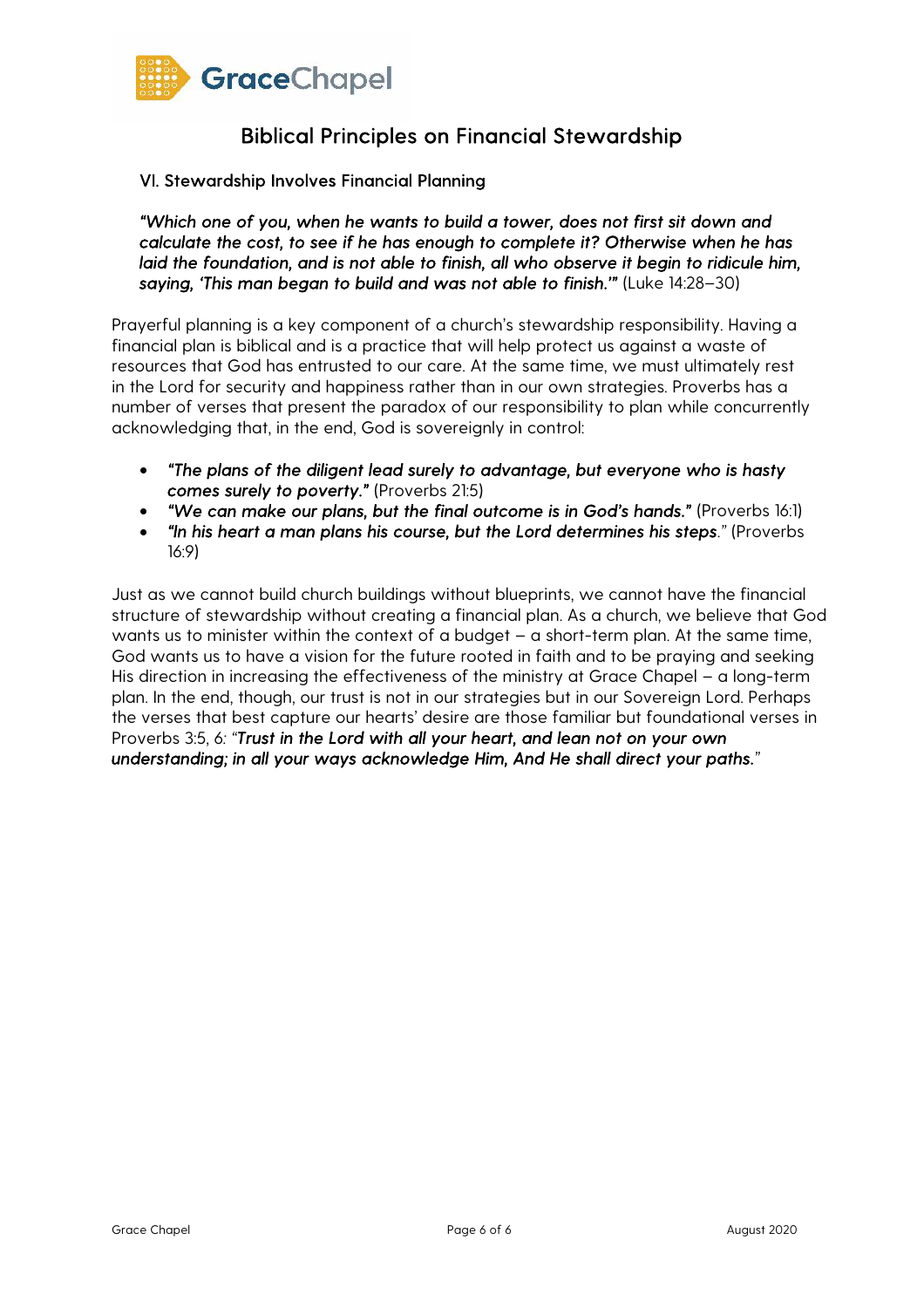## Biblical Principles on Financial Stewardship

### VI. Stewardship Involves Financial Planning

> ***"Which one of you, when he wants to build a tower, does not first sit down and calculate the cost, to see if he has enough to complete it? Otherwise when he has laid the foundation, and is not able to finish, all who observe it begin to ridicule him, saying, 'This man began to build and was not able to finish.'"*** (Luke 14:28–30)

Prayerful planning is a key component of a church's stewardship responsibility. Having a financial plan is biblical and is a practice that will help protect us against a waste of resources that God has entrusted to our care. At the same time, we must ultimately rest in the Lord for security and happiness rather than in our own strategies. Proverbs has a number of verses that present the paradox of our responsibility to plan while concurrently acknowledging that, in the end, God is sovereignly in control:

- ***"The plans of the diligent lead surely to advantage, but everyone who is hasty comes surely to poverty."*** (Proverbs 21:5)
- ***"We can make our plans, but the final outcome is in God's hands."*** (Proverbs 16:1)
- ***"In his heart a man plans his course, but the Lord determines his steps***." (Proverbs 16:9)

Just as we cannot build church buildings without blueprints, we cannot have the financial structure of stewardship without creating a financial plan. As a church, we believe that God wants us to minister within the context of a budget – a short-term plan. At the same time, God wants us to have a vision for the future rooted in faith and to be praying and seeking His direction in increasing the effectiveness of the ministry at Grace Chapel – a long-term plan. In the end, though, our trust is not in our strategies but in our Sovereign Lord. Perhaps the verses that best capture our hearts' desire are those familiar but foundational verses in Proverbs 3:5, 6: "***Trust in the Lord with all your heart, and lean not on your own understanding; in all your ways acknowledge Him, And He shall direct your paths.***"